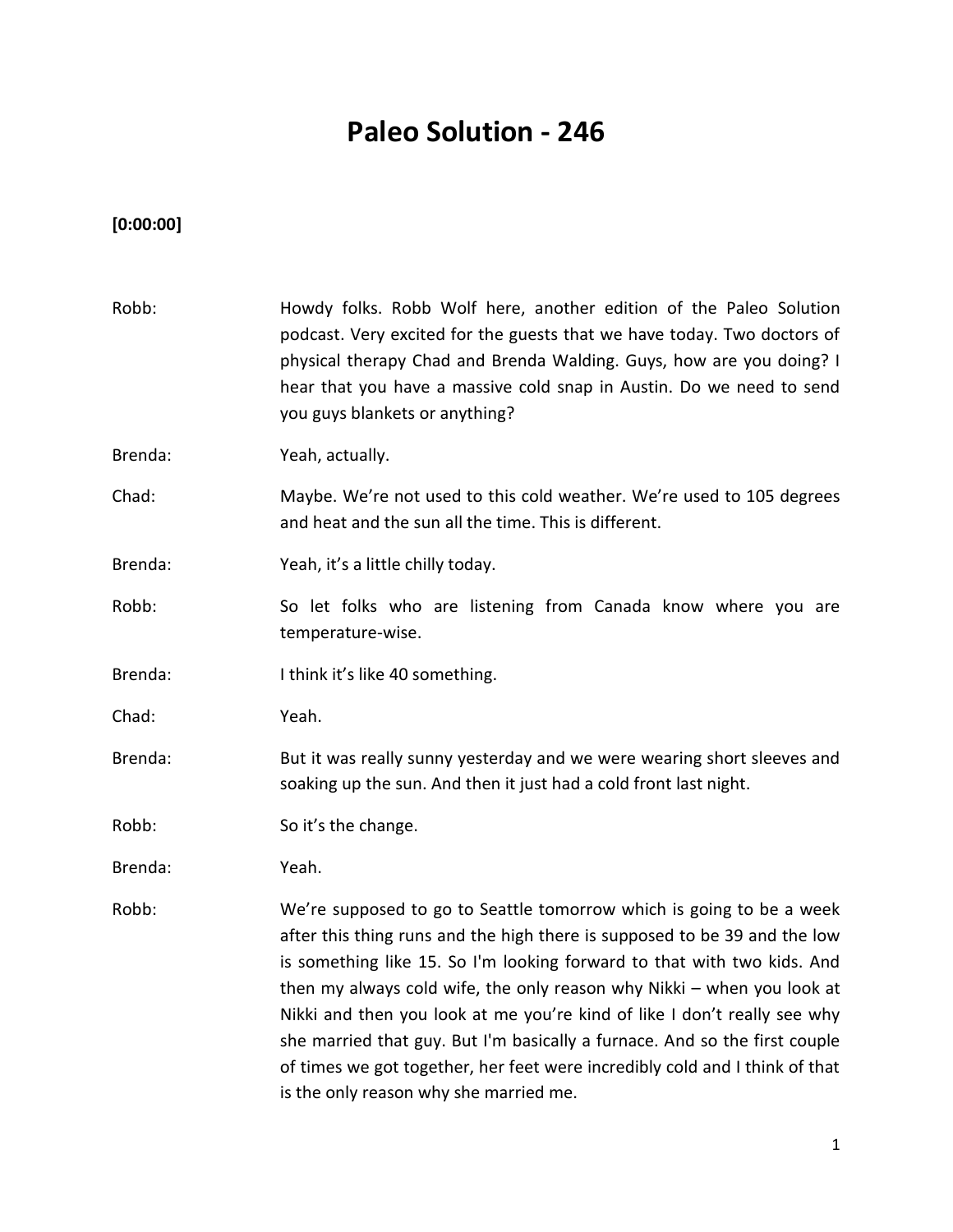# Paleo Solution - 246

**[0:00:00]**

Robb: Howdy folks. Robb Wolf here, another edition of the Paleo Solution podcast. Very excited for the guests that we have today. Two doctors of physical therapy Chad and Brenda Walding. Guys, how are you doing? I hear that you have a massive cold snap in Austin. Do we need to send you guys blankets or anything?

Brenda: Yeah, actually.

Chad: Maybe. We're not used to this cold weather. We're used to 105 degrees and heat and the sun all the time. This is different.

Brenda: Yeah, it's a little chilly today.

Robb: So let folks who are listening from Canada know where you are temperature-wise.

Brenda: I think it's like 40 something.

Chad: Yeah.

Brenda: But it was really sunny yesterday and we were wearing short sleeves and soaking up the sun. And then it just had a cold front last night.

Robb: So it's the change.

Brenda: Yeah.

Robb: We're supposed to go to Seattle tomorrow which is going to be a week after this thing runs and the high there is supposed to be 39 and the low is something like 15. So I'm looking forward to that with two kids. And then my always cold wife, the only reason why Nikki – when you look at Nikki and then you look at me you're kind of like I don't really see why she married that guy. But I'm basically a furnace. And so the first couple of times we got together, her feet were incredibly cold and I think of that is the only reason why she married me.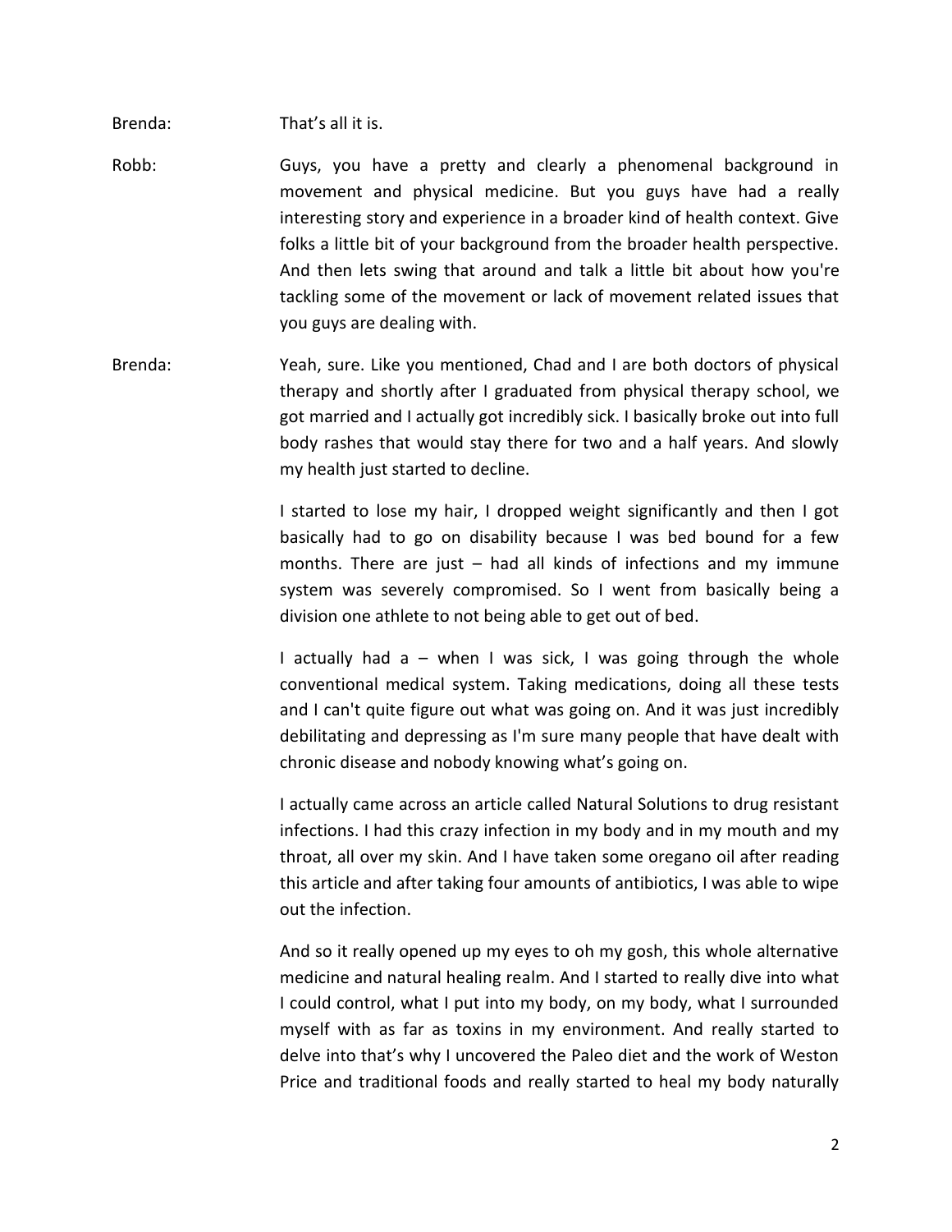Brenda: That's all it is.

Robb: Guys, you have a pretty and clearly a phenomenal background in movement and physical medicine. But you guys have had a really interesting story and experience in a broader kind of health context. Give folks a little bit of your background from the broader health perspective. And then lets swing that around and talk a little bit about how you're tackling some of the movement or lack of movement related issues that you guys are dealing with.

Brenda: Yeah, sure. Like you mentioned, Chad and I are both doctors of physical therapy and shortly after I graduated from physical therapy school, we got married and I actually got incredibly sick. I basically broke out into full body rashes that would stay there for two and a half years. And slowly my health just started to decline.

I started to lose my hair, I dropped weight significantly and then I got basically had to go on disability because I was bed bound for a few months. There are just – had all kinds of infections and my immune system was severely compromised. So I went from basically being a division one athlete to not being able to get out of bed.

I actually had a – when I was sick, I was going through the whole conventional medical system. Taking medications, doing all these tests and I can't quite figure out what was going on. And it was just incredibly debilitating and depressing as I'm sure many people that have dealt with chronic disease and nobody knowing what's going on.

I actually came across an article called Natural Solutions to drug resistant infections. I had this crazy infection in my body and in my mouth and my throat, all over my skin. And I have taken some oregano oil after reading this article and after taking four amounts of antibiotics, I was able to wipe out the infection.

And so it really opened up my eyes to oh my gosh, this whole alternative medicine and natural healing realm. And I started to really dive into what I could control, what I put into my body, on my body, what I surrounded myself with as far as toxins in my environment. And really started to delve into that's why I uncovered the Paleo diet and the work of Weston Price and traditional foods and really started to heal my body naturally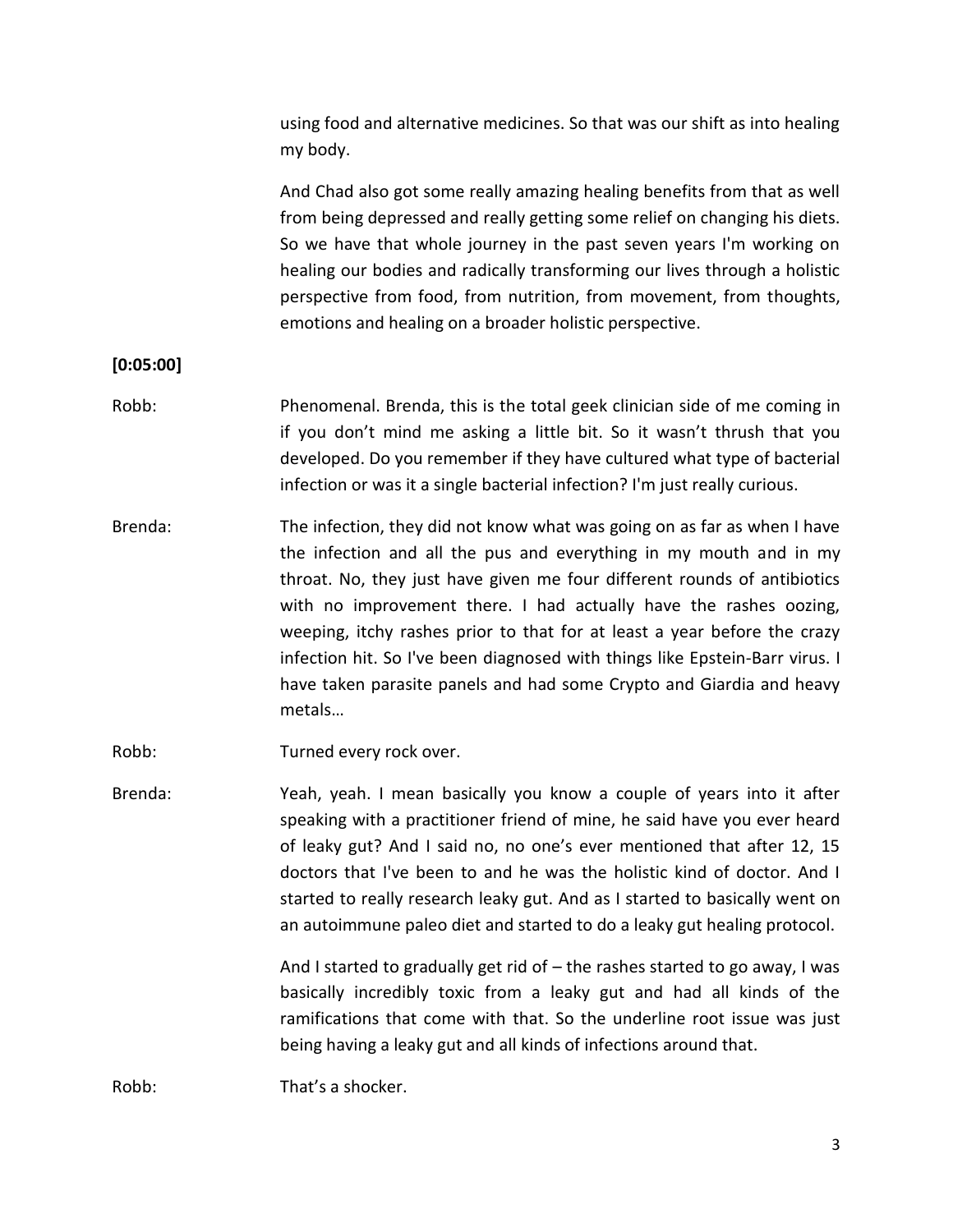using food and alternative medicines. So that was our shift as into healing my body.

And Chad also got some really amazing healing benefits from that as well from being depressed and really getting some relief on changing his diets. So we have that whole journey in the past seven years I'm working on healing our bodies and radically transforming our lives through a holistic perspective from food, from nutrition, from movement, from thoughts, emotions and healing on a broader holistic perspective.

**[0:05:00]**

Robb: Phenomenal. Brenda, this is the total geek clinician side of me coming in if you don't mind me asking a little bit. So it wasn't thrush that you developed. Do you remember if they have cultured what type of bacterial infection or was it a single bacterial infection? I'm just really curious.

Brenda: The infection, they did not know what was going on as far as when I have the infection and all the pus and everything in my mouth and in my throat. No, they just have given me four different rounds of antibiotics with no improvement there. I had actually have the rashes oozing, weeping, itchy rashes prior to that for at least a year before the crazy infection hit. So I've been diagnosed with things like Epstein-Barr virus. I have taken parasite panels and had some Crypto and Giardia and heavy metals…

Robb: Turned every rock over.

Brenda: Yeah, yeah. I mean basically you know a couple of years into it after speaking with a practitioner friend of mine, he said have you ever heard of leaky gut? And I said no, no one's ever mentioned that after 12, 15 doctors that I've been to and he was the holistic kind of doctor. And I started to really research leaky gut. And as I started to basically went on an autoimmune paleo diet and started to do a leaky gut healing protocol.

And I started to gradually get rid of – the rashes started to go away, I was basically incredibly toxic from a leaky gut and had all kinds of the ramifications that come with that. So the underline root issue was just being having a leaky gut and all kinds of infections around that.

Robb: That's a shocker.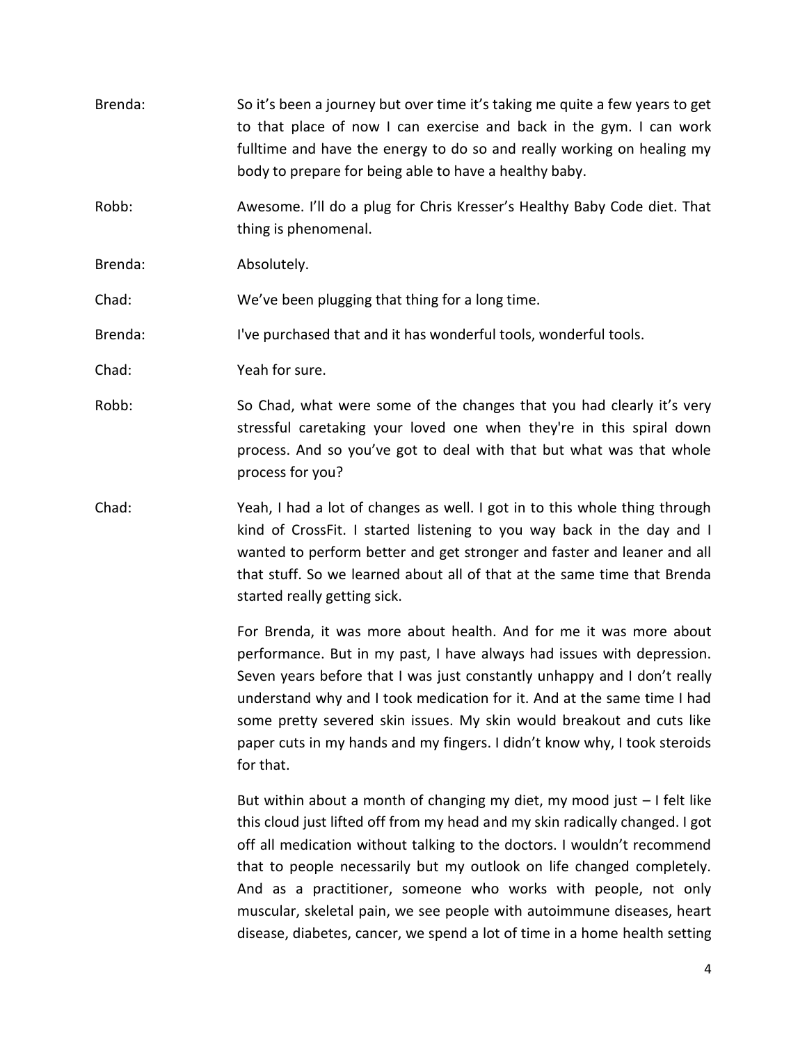Brenda: So it's been a journey but over time it's taking me quite a few years to get to that place of now I can exercise and back in the gym. I can work fulltime and have the energy to do so and really working on healing my body to prepare for being able to have a healthy baby.

Robb: Awesome. I'll do a plug for Chris Kresser's Healthy Baby Code diet. That thing is phenomenal.

Brenda: Absolutely.

Chad: We've been plugging that thing for a long time.

Brenda: I've purchased that and it has wonderful tools, wonderful tools.

Chad: Yeah for sure.

Robb: So Chad, what were some of the changes that you had clearly it's very stressful caretaking your loved one when they're in this spiral down process. And so you've got to deal with that but what was that whole process for you?

Chad: Yeah, I had a lot of changes as well. I got in to this whole thing through kind of CrossFit. I started listening to you way back in the day and I wanted to perform better and get stronger and faster and leaner and all that stuff. So we learned about all of that at the same time that Brenda started really getting sick.

For Brenda, it was more about health. And for me it was more about performance. But in my past, I have always had issues with depression. Seven years before that I was just constantly unhappy and I don't really understand why and I took medication for it. And at the same time I had some pretty severed skin issues. My skin would breakout and cuts like paper cuts in my hands and my fingers. I didn't know why, I took steroids for that.

But within about a month of changing my diet, my mood just – I felt like this cloud just lifted off from my head and my skin radically changed. I got off all medication without talking to the doctors. I wouldn't recommend that to people necessarily but my outlook on life changed completely. And as a practitioner, someone who works with people, not only muscular, skeletal pain, we see people with autoimmune diseases, heart disease, diabetes, cancer, we spend a lot of time in a home health setting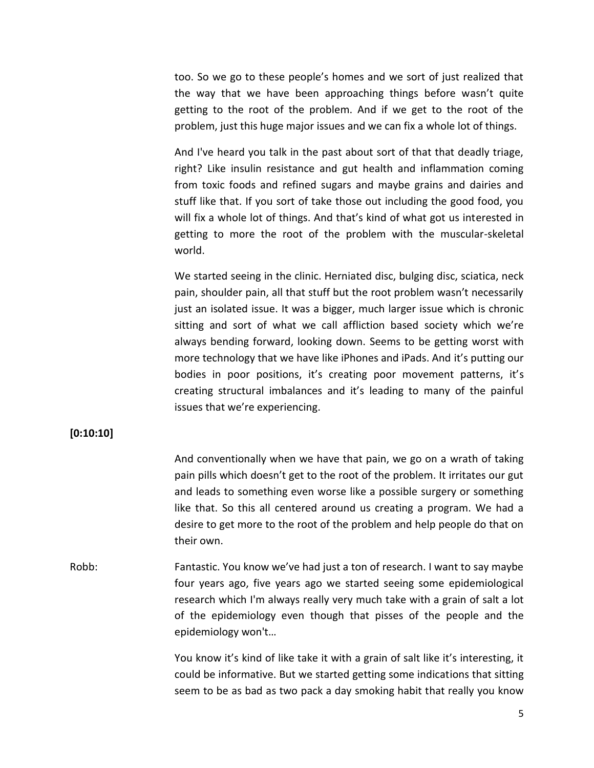too. So we go to these people's homes and we sort of just realized that the way that we have been approaching things before wasn't quite getting to the root of the problem. And if we get to the root of the problem, just this huge major issues and we can fix a whole lot of things.

And I've heard you talk in the past about sort of that that deadly triage, right? Like insulin resistance and gut health and inflammation coming from toxic foods and refined sugars and maybe grains and dairies and stuff like that. If you sort of take those out including the good food, you will fix a whole lot of things. And that's kind of what got us interested in getting to more the root of the problem with the muscular-skeletal world.

We started seeing in the clinic. Herniated disc, bulging disc, sciatica, neck pain, shoulder pain, all that stuff but the root problem wasn't necessarily just an isolated issue. It was a bigger, much larger issue which is chronic sitting and sort of what we call affliction based society which we're always bending forward, looking down. Seems to be getting worst with more technology that we have like iPhones and iPads. And it's putting our bodies in poor positions, it's creating poor movement patterns, it's creating structural imbalances and it's leading to many of the painful issues that we're experiencing.

**[0:10:10]**

And conventionally when we have that pain, we go on a wrath of taking pain pills which doesn't get to the root of the problem. It irritates our gut and leads to something even worse like a possible surgery or something like that. So this all centered around us creating a program. We had a desire to get more to the root of the problem and help people do that on their own.

Robb: Fantastic. You know we've had just a ton of research. I want to say maybe four years ago, five years ago we started seeing some epidemiological research which I'm always really very much take with a grain of salt a lot of the epidemiology even though that pisses of the people and the epidemiology won't…

You know it's kind of like take it with a grain of salt like it's interesting, it could be informative. But we started getting some indications that sitting seem to be as bad as two pack a day smoking habit that really you know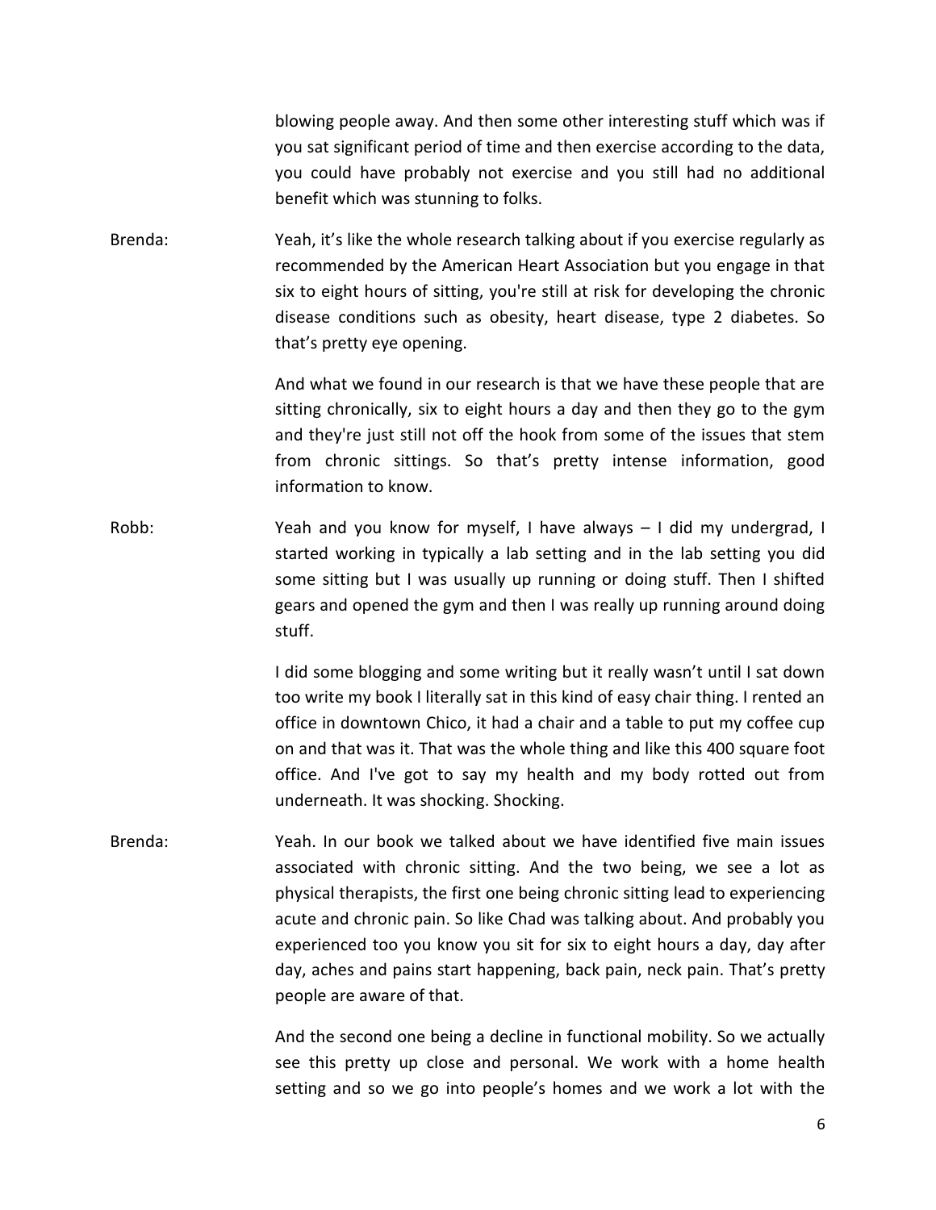blowing people away. And then some other interesting stuff which was if you sat significant period of time and then exercise according to the data, you could have probably not exercise and you still had no additional benefit which was stunning to folks.

Brenda: Yeah, it's like the whole research talking about if you exercise regularly as recommended by the American Heart Association but you engage in that six to eight hours of sitting, you're still at risk for developing the chronic disease conditions such as obesity, heart disease, type 2 diabetes. So that's pretty eye opening.

And what we found in our research is that we have these people that are sitting chronically, six to eight hours a day and then they go to the gym and they're just still not off the hook from some of the issues that stem from chronic sittings. So that's pretty intense information, good information to know.

Robb: Yeah and you know for myself, I have always – I did my undergrad, I started working in typically a lab setting and in the lab setting you did some sitting but I was usually up running or doing stuff. Then I shifted gears and opened the gym and then I was really up running around doing stuff.

I did some blogging and some writing but it really wasn't until I sat down too write my book I literally sat in this kind of easy chair thing. I rented an office in downtown Chico, it had a chair and a table to put my coffee cup on and that was it. That was the whole thing and like this 400 square foot office. And I've got to say my health and my body rotted out from underneath. It was shocking. Shocking.

Brenda: Yeah. In our book we talked about we have identified five main issues associated with chronic sitting. And the two being, we see a lot as physical therapists, the first one being chronic sitting lead to experiencing acute and chronic pain. So like Chad was talking about. And probably you experienced too you know you sit for six to eight hours a day, day after day, aches and pains start happening, back pain, neck pain. That's pretty people are aware of that.

And the second one being a decline in functional mobility. So we actually see this pretty up close and personal. We work with a home health setting and so we go into people's homes and we work a lot with the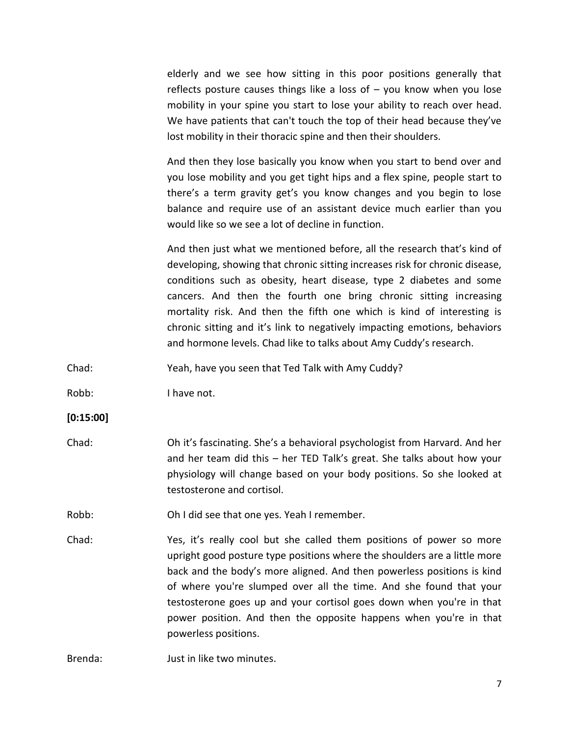elderly and we see how sitting in this poor positions generally that reflects posture causes things like a loss of – you know when you lose mobility in your spine you start to lose your ability to reach over head. We have patients that can't touch the top of their head because they've lost mobility in their thoracic spine and then their shoulders.

And then they lose basically you know when you start to bend over and you lose mobility and you get tight hips and a flex spine, people start to there's a term gravity get's you know changes and you begin to lose balance and require use of an assistant device much earlier than you would like so we see a lot of decline in function.

And then just what we mentioned before, all the research that's kind of developing, showing that chronic sitting increases risk for chronic disease, conditions such as obesity, heart disease, type 2 diabetes and some cancers. And then the fourth one bring chronic sitting increasing mortality risk. And then the fifth one which is kind of interesting is chronic sitting and it's link to negatively impacting emotions, behaviors and hormone levels. Chad like to talks about Amy Cuddy's research.

Chad: Yeah, have you seen that Ted Talk with Amy Cuddy?

Robb: I have not.

**[0:15:00]**

Chad: Oh it's fascinating. She's a behavioral psychologist from Harvard. And her and her team did this – her TED Talk's great. She talks about how your physiology will change based on your body positions. So she looked at testosterone and cortisol.

Robb: Oh I did see that one yes. Yeah I remember.

Chad: Yes, it's really cool but she called them positions of power so more upright good posture type positions where the shoulders are a little more back and the body's more aligned. And then powerless positions is kind of where you're slumped over all the time. And she found that your testosterone goes up and your cortisol goes down when you're in that power position. And then the opposite happens when you're in that powerless positions.

Brenda: Just in like two minutes.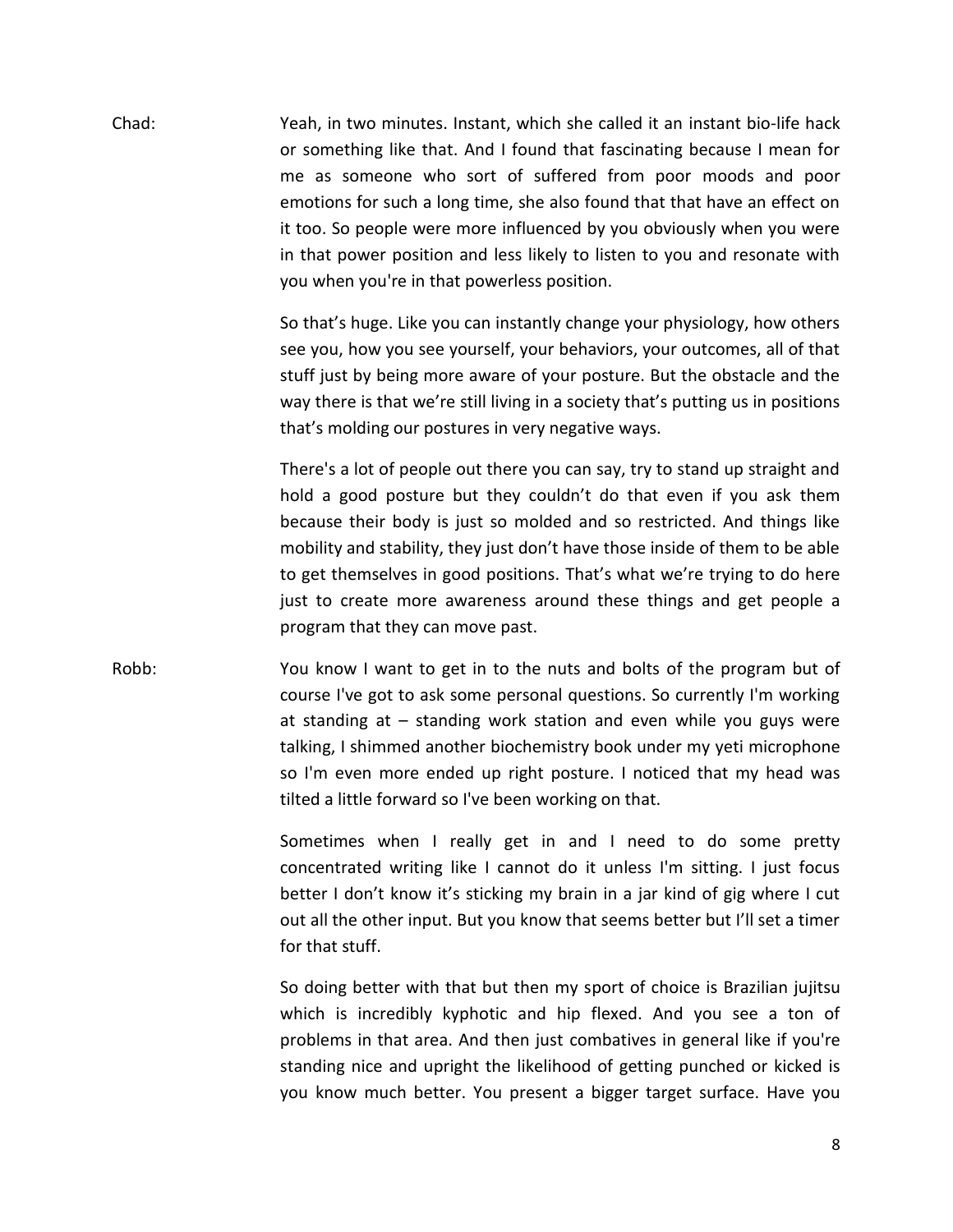Chad: Yeah, in two minutes. Instant, which she called it an instant bio-life hack or something like that. And I found that fascinating because I mean for me as someone who sort of suffered from poor moods and poor emotions for such a long time, she also found that that have an effect on it too. So people were more influenced by you obviously when you were in that power position and less likely to listen to you and resonate with you when you're in that powerless position.

So that's huge. Like you can instantly change your physiology, how others see you, how you see yourself, your behaviors, your outcomes, all of that stuff just by being more aware of your posture. But the obstacle and the way there is that we're still living in a society that's putting us in positions that's molding our postures in very negative ways.

There's a lot of people out there you can say, try to stand up straight and hold a good posture but they couldn't do that even if you ask them because their body is just so molded and so restricted. And things like mobility and stability, they just don't have those inside of them to be able to get themselves in good positions. That's what we're trying to do here just to create more awareness around these things and get people a program that they can move past.

Robb: You know I want to get in to the nuts and bolts of the program but of course I've got to ask some personal questions. So currently I'm working at standing at – standing work station and even while you guys were talking, I shimmed another biochemistry book under my yeti microphone so I'm even more ended up right posture. I noticed that my head was tilted a little forward so I've been working on that.

Sometimes when I really get in and I need to do some pretty concentrated writing like I cannot do it unless I'm sitting. I just focus better I don't know it's sticking my brain in a jar kind of gig where I cut out all the other input. But you know that seems better but I'll set a timer for that stuff.

So doing better with that but then my sport of choice is Brazilian jujitsu which is incredibly kyphotic and hip flexed. And you see a ton of problems in that area. And then just combatives in general like if you're standing nice and upright the likelihood of getting punched or kicked is you know much better. You present a bigger target surface. Have you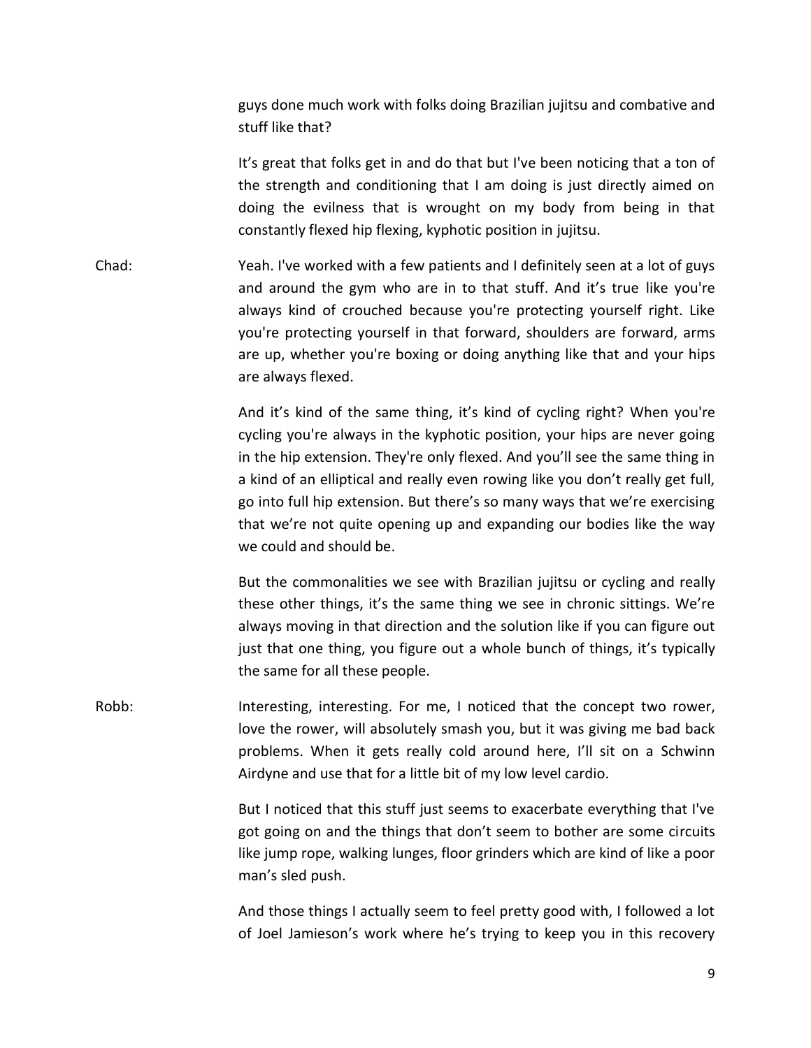guys done much work with folks doing Brazilian jujitsu and combative and stuff like that?

It's great that folks get in and do that but I've been noticing that a ton of the strength and conditioning that I am doing is just directly aimed on doing the evilness that is wrought on my body from being in that constantly flexed hip flexing, kyphotic position in jujitsu.

Chad: Yeah. I've worked with a few patients and I definitely seen at a lot of guys and around the gym who are in to that stuff. And it's true like you're always kind of crouched because you're protecting yourself right. Like you're protecting yourself in that forward, shoulders are forward, arms are up, whether you're boxing or doing anything like that and your hips are always flexed.

And it's kind of the same thing, it's kind of cycling right? When you're cycling you're always in the kyphotic position, your hips are never going in the hip extension. They're only flexed. And you'll see the same thing in a kind of an elliptical and really even rowing like you don't really get full, go into full hip extension. But there's so many ways that we're exercising that we're not quite opening up and expanding our bodies like the way we could and should be.

But the commonalities we see with Brazilian jujitsu or cycling and really these other things, it's the same thing we see in chronic sittings. We're always moving in that direction and the solution like if you can figure out just that one thing, you figure out a whole bunch of things, it's typically the same for all these people.

Robb: Interesting, interesting. For me, I noticed that the concept two rower, love the rower, will absolutely smash you, but it was giving me bad back problems. When it gets really cold around here, I'll sit on a Schwinn Airdyne and use that for a little bit of my low level cardio.

But I noticed that this stuff just seems to exacerbate everything that I've got going on and the things that don't seem to bother are some circuits like jump rope, walking lunges, floor grinders which are kind of like a poor man's sled push.

And those things I actually seem to feel pretty good with, I followed a lot of Joel Jamieson's work where he's trying to keep you in this recovery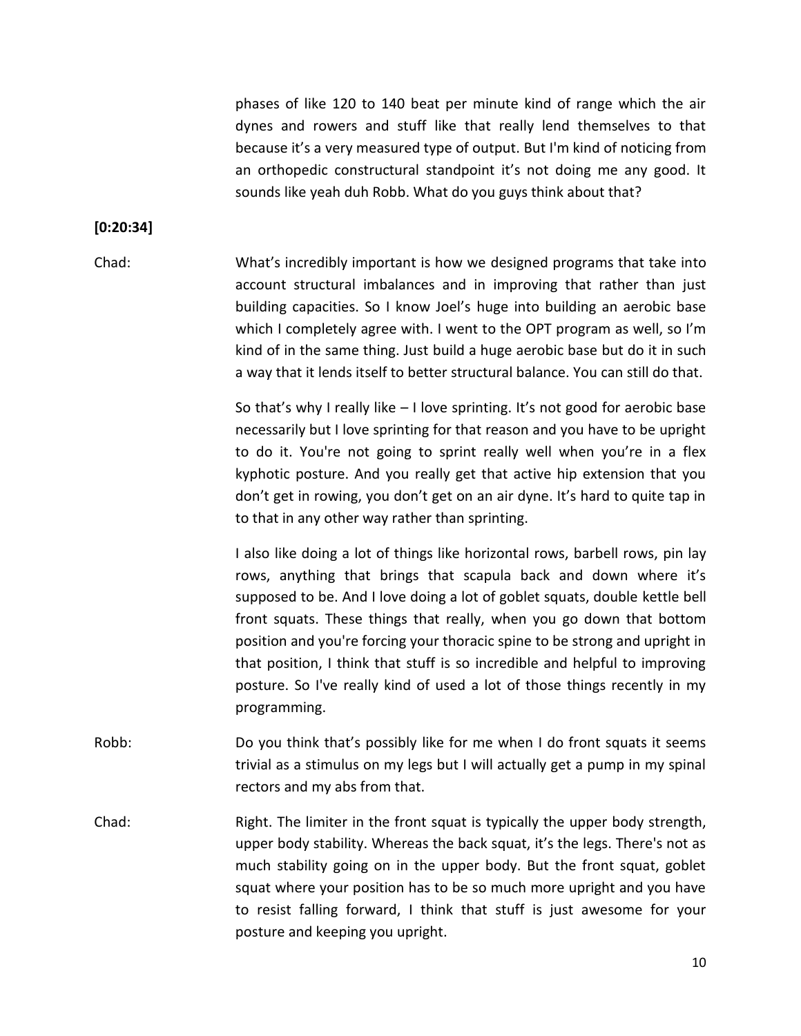phases of like 120 to 140 beat per minute kind of range which the air dynes and rowers and stuff like that really lend themselves to that because it's a very measured type of output. But I'm kind of noticing from an orthopedic constructural standpoint it's not doing me any good. It sounds like yeah duh Robb. What do you guys think about that?

**[0:20:34]**

Chad: What's incredibly important is how we designed programs that take into account structural imbalances and in improving that rather than just building capacities. So I know Joel's huge into building an aerobic base which I completely agree with. I went to the OPT program as well, so I'm kind of in the same thing. Just build a huge aerobic base but do it in such a way that it lends itself to better structural balance. You can still do that.

So that's why I really like – I love sprinting. It's not good for aerobic base necessarily but I love sprinting for that reason and you have to be upright to do it. You're not going to sprint really well when you're in a flex kyphotic posture. And you really get that active hip extension that you don't get in rowing, you don't get on an air dyne. It's hard to quite tap in to that in any other way rather than sprinting.

I also like doing a lot of things like horizontal rows, barbell rows, pin lay rows, anything that brings that scapula back and down where it's supposed to be. And I love doing a lot of goblet squats, double kettle bell front squats. These things that really, when you go down that bottom position and you're forcing your thoracic spine to be strong and upright in that position, I think that stuff is so incredible and helpful to improving posture. So I've really kind of used a lot of those things recently in my programming.

Robb: Do you think that's possibly like for me when I do front squats it seems trivial as a stimulus on my legs but I will actually get a pump in my spinal rectors and my abs from that.

Chad: Right. The limiter in the front squat is typically the upper body strength, upper body stability. Whereas the back squat, it's the legs. There's not as much stability going on in the upper body. But the front squat, goblet squat where your position has to be so much more upright and you have to resist falling forward, I think that stuff is just awesome for your posture and keeping you upright.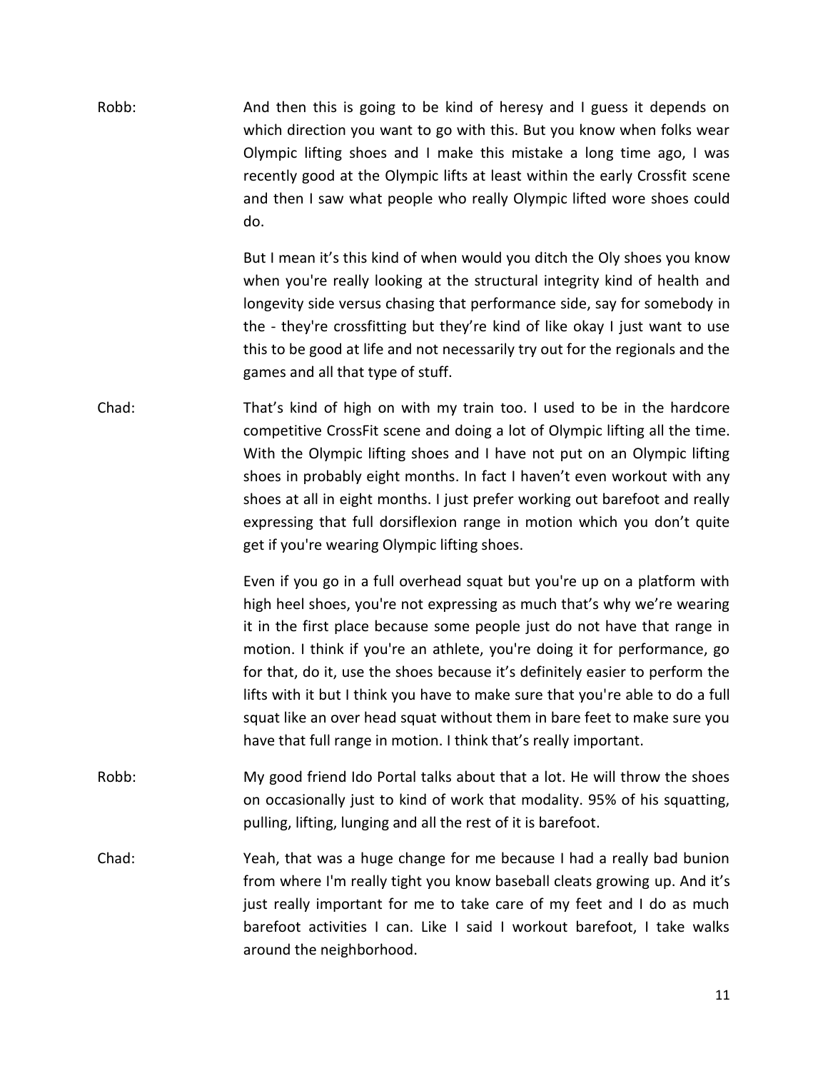Robb: And then this is going to be kind of heresy and I guess it depends on which direction you want to go with this. But you know when folks wear Olympic lifting shoes and I make this mistake a long time ago, I was recently good at the Olympic lifts at least within the early Crossfit scene and then I saw what people who really Olympic lifted wore shoes could do.

But I mean it's this kind of when would you ditch the Oly shoes you know when you're really looking at the structural integrity kind of health and longevity side versus chasing that performance side, say for somebody in the - they're crossfitting but they're kind of like okay I just want to use this to be good at life and not necessarily try out for the regionals and the games and all that type of stuff.

Chad: That's kind of high on with my train too. I used to be in the hardcore competitive CrossFit scene and doing a lot of Olympic lifting all the time. With the Olympic lifting shoes and I have not put on an Olympic lifting shoes in probably eight months. In fact I haven't even workout with any shoes at all in eight months. I just prefer working out barefoot and really expressing that full dorsiflexion range in motion which you don't quite get if you're wearing Olympic lifting shoes.

Even if you go in a full overhead squat but you're up on a platform with high heel shoes, you're not expressing as much that's why we're wearing it in the first place because some people just do not have that range in motion. I think if you're an athlete, you're doing it for performance, go for that, do it, use the shoes because it's definitely easier to perform the lifts with it but I think you have to make sure that you're able to do a full squat like an over head squat without them in bare feet to make sure you have that full range in motion. I think that's really important.

Robb: My good friend Ido Portal talks about that a lot. He will throw the shoes on occasionally just to kind of work that modality. 95% of his squatting, pulling, lifting, lunging and all the rest of it is barefoot.

Chad: Yeah, that was a huge change for me because I had a really bad bunion from where I'm really tight you know baseball cleats growing up. And it's just really important for me to take care of my feet and I do as much barefoot activities I can. Like I said I workout barefoot, I take walks around the neighborhood.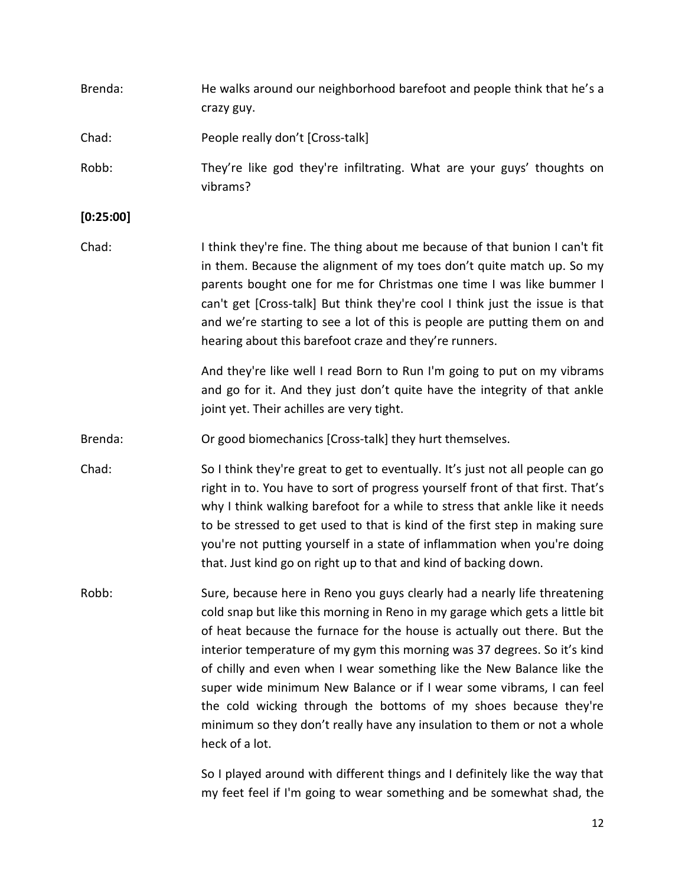Brenda: He walks around our neighborhood barefoot and people think that he's a crazy guy.

Chad: People really don't [Cross-talk]

Robb: They're like god they're infiltrating. What are your guys' thoughts on vibrams?

**[0:25:00]**

Chad: I think they're fine. The thing about me because of that bunion I can't fit in them. Because the alignment of my toes don't quite match up. So my parents bought one for me for Christmas one time I was like bummer I can't get [Cross-talk] But think they're cool I think just the issue is that and we're starting to see a lot of this is people are putting them on and hearing about this barefoot craze and they're runners.

And they're like well I read Born to Run I'm going to put on my vibrams and go for it. And they just don't quite have the integrity of that ankle joint yet. Their achilles are very tight.

Brenda: Or good biomechanics [Cross-talk] they hurt themselves.

Chad: So I think they're great to get to eventually. It's just not all people can go right in to. You have to sort of progress yourself front of that first. That's why I think walking barefoot for a while to stress that ankle like it needs to be stressed to get used to that is kind of the first step in making sure you're not putting yourself in a state of inflammation when you're doing that. Just kind go on right up to that and kind of backing down.

Robb: Sure, because here in Reno you guys clearly had a nearly life threatening cold snap but like this morning in Reno in my garage which gets a little bit of heat because the furnace for the house is actually out there. But the interior temperature of my gym this morning was 37 degrees. So it's kind of chilly and even when I wear something like the New Balance like the super wide minimum New Balance or if I wear some vibrams, I can feel the cold wicking through the bottoms of my shoes because they're minimum so they don't really have any insulation to them or not a whole heck of a lot.

So I played around with different things and I definitely like the way that my feet feel if I'm going to wear something and be somewhat shad, the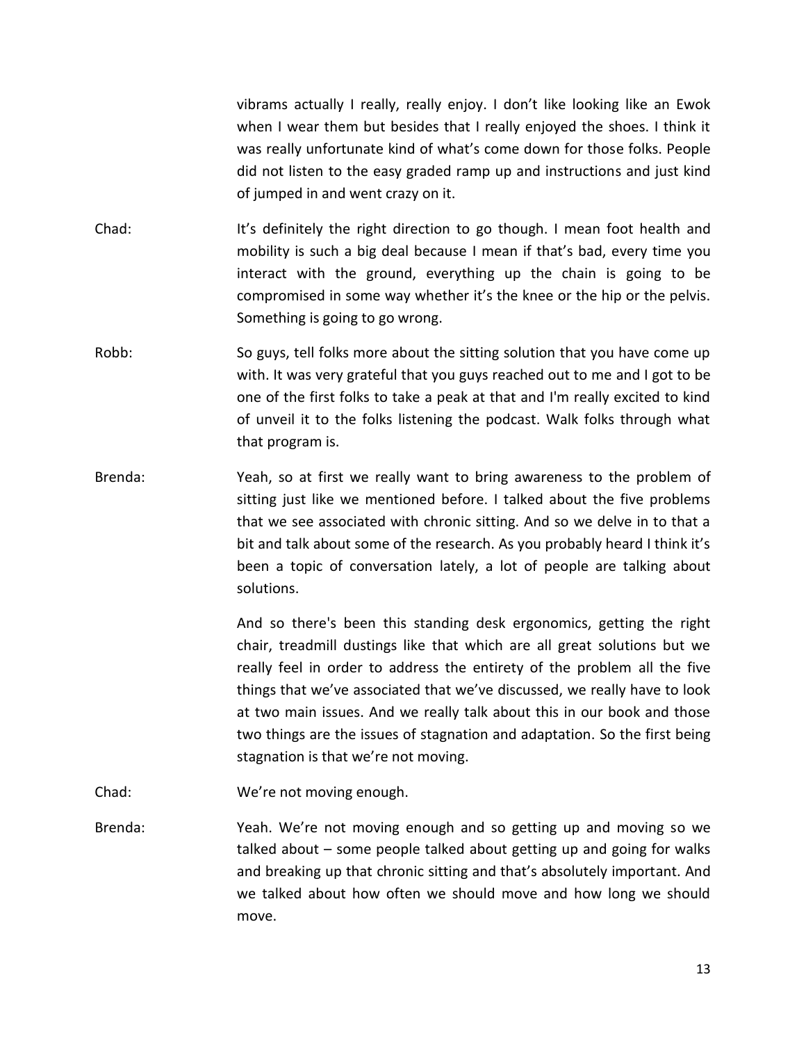vibrams actually I really, really enjoy. I don't like looking like an Ewok when I wear them but besides that I really enjoyed the shoes. I think it was really unfortunate kind of what's come down for those folks. People did not listen to the easy graded ramp up and instructions and just kind of jumped in and went crazy on it.

Chad: It's definitely the right direction to go though. I mean foot health and mobility is such a big deal because I mean if that's bad, every time you interact with the ground, everything up the chain is going to be compromised in some way whether it's the knee or the hip or the pelvis. Something is going to go wrong.

Robb: So guys, tell folks more about the sitting solution that you have come up with. It was very grateful that you guys reached out to me and I got to be one of the first folks to take a peak at that and I'm really excited to kind of unveil it to the folks listening the podcast. Walk folks through what that program is.

Brenda: Yeah, so at first we really want to bring awareness to the problem of sitting just like we mentioned before. I talked about the five problems that we see associated with chronic sitting. And so we delve in to that a bit and talk about some of the research. As you probably heard I think it's been a topic of conversation lately, a lot of people are talking about solutions.

And so there's been this standing desk ergonomics, getting the right chair, treadmill dustings like that which are all great solutions but we really feel in order to address the entirety of the problem all the five things that we've associated that we've discussed, we really have to look at two main issues. And we really talk about this in our book and those two things are the issues of stagnation and adaptation. So the first being stagnation is that we're not moving.

Chad: We're not moving enough.

Brenda: Yeah. We're not moving enough and so getting up and moving so we talked about – some people talked about getting up and going for walks and breaking up that chronic sitting and that's absolutely important. And we talked about how often we should move and how long we should move.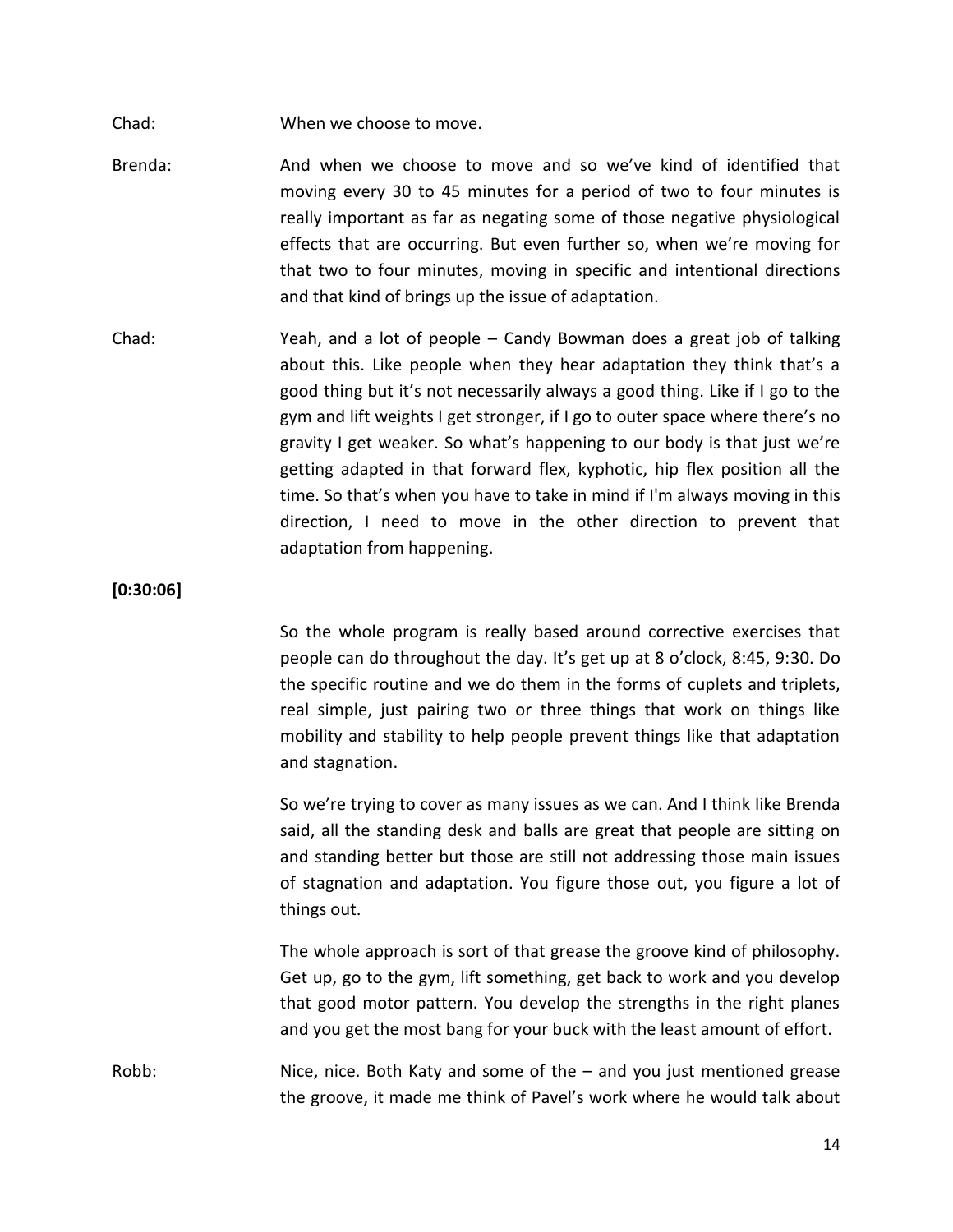Chad: When we choose to move.

Brenda: And when we choose to move and so we've kind of identified that moving every 30 to 45 minutes for a period of two to four minutes is really important as far as negating some of those negative physiological effects that are occurring. But even further so, when we're moving for that two to four minutes, moving in specific and intentional directions and that kind of brings up the issue of adaptation.

Chad: Yeah, and a lot of people – Candy Bowman does a great job of talking about this. Like people when they hear adaptation they think that's a good thing but it's not necessarily always a good thing. Like if I go to the gym and lift weights I get stronger, if I go to outer space where there's no gravity I get weaker. So what's happening to our body is that just we're getting adapted in that forward flex, kyphotic, hip flex position all the time. So that's when you have to take in mind if I'm always moving in this direction, I need to move in the other direction to prevent that adaptation from happening.

**[0:30:06]**

So the whole program is really based around corrective exercises that people can do throughout the day. It's get up at 8 o'clock, 8:45, 9:30. Do the specific routine and we do them in the forms of cuplets and triplets, real simple, just pairing two or three things that work on things like mobility and stability to help people prevent things like that adaptation and stagnation.

So we're trying to cover as many issues as we can. And I think like Brenda said, all the standing desk and balls are great that people are sitting on and standing better but those are still not addressing those main issues of stagnation and adaptation. You figure those out, you figure a lot of things out.

The whole approach is sort of that grease the groove kind of philosophy. Get up, go to the gym, lift something, get back to work and you develop that good motor pattern. You develop the strengths in the right planes and you get the most bang for your buck with the least amount of effort.

Robb: Nice, nice. Both Katy and some of the – and you just mentioned grease the groove, it made me think of Pavel's work where he would talk about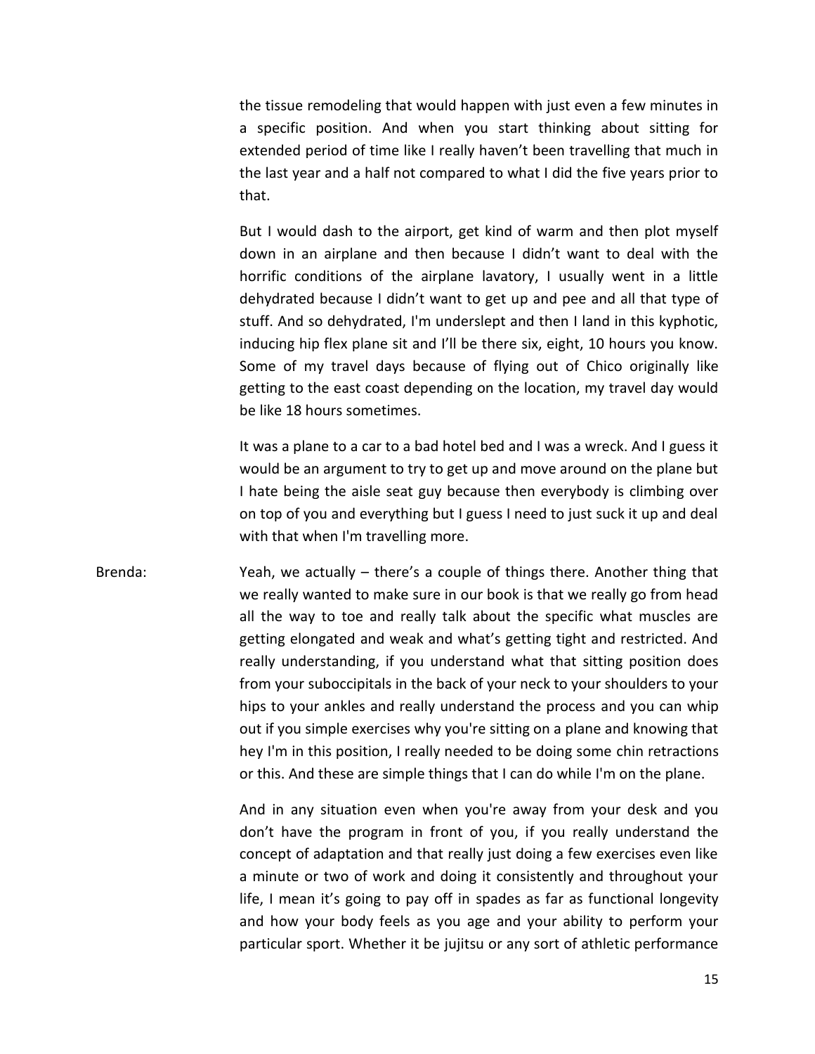the tissue remodeling that would happen with just even a few minutes in a specific position. And when you start thinking about sitting for extended period of time like I really haven't been travelling that much in the last year and a half not compared to what I did the five years prior to that.

But I would dash to the airport, get kind of warm and then plot myself down in an airplane and then because I didn't want to deal with the horrific conditions of the airplane lavatory, I usually went in a little dehydrated because I didn't want to get up and pee and all that type of stuff. And so dehydrated, I'm underslept and then I land in this kyphotic, inducing hip flex plane sit and I'll be there six, eight, 10 hours you know. Some of my travel days because of flying out of Chico originally like getting to the east coast depending on the location, my travel day would be like 18 hours sometimes.

It was a plane to a car to a bad hotel bed and I was a wreck. And I guess it would be an argument to try to get up and move around on the plane but I hate being the aisle seat guy because then everybody is climbing over on top of you and everything but I guess I need to just suck it up and deal with that when I'm travelling more.

Brenda: Yeah, we actually – there's a couple of things there. Another thing that we really wanted to make sure in our book is that we really go from head all the way to toe and really talk about the specific what muscles are getting elongated and weak and what's getting tight and restricted. And really understanding, if you understand what that sitting position does from your suboccipitals in the back of your neck to your shoulders to your hips to your ankles and really understand the process and you can whip out if you simple exercises why you're sitting on a plane and knowing that hey I'm in this position, I really needed to be doing some chin retractions or this. And these are simple things that I can do while I'm on the plane.

And in any situation even when you're away from your desk and you don't have the program in front of you, if you really understand the concept of adaptation and that really just doing a few exercises even like a minute or two of work and doing it consistently and throughout your life, I mean it's going to pay off in spades as far as functional longevity and how your body feels as you age and your ability to perform your particular sport. Whether it be jujitsu or any sort of athletic performance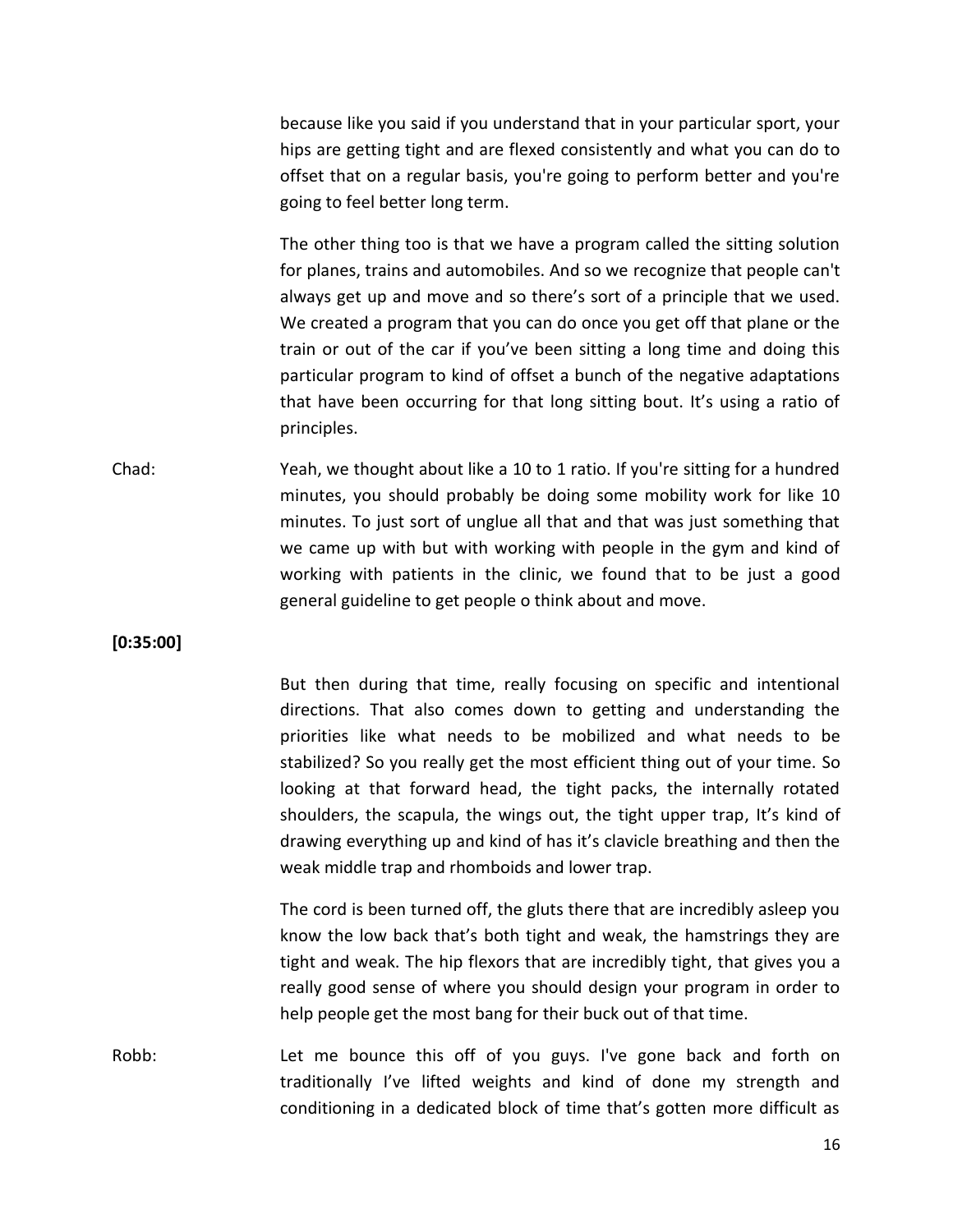because like you said if you understand that in your particular sport, your hips are getting tight and are flexed consistently and what you can do to offset that on a regular basis, you're going to perform better and you're going to feel better long term.

The other thing too is that we have a program called the sitting solution for planes, trains and automobiles. And so we recognize that people can't always get up and move and so there's sort of a principle that we used. We created a program that you can do once you get off that plane or the train or out of the car if you've been sitting a long time and doing this particular program to kind of offset a bunch of the negative adaptations that have been occurring for that long sitting bout. It's using a ratio of principles.

Chad: Yeah, we thought about like a 10 to 1 ratio. If you're sitting for a hundred minutes, you should probably be doing some mobility work for like 10 minutes. To just sort of unglue all that and that was just something that we came up with but with working with people in the gym and kind of working with patients in the clinic, we found that to be just a good general guideline to get people o think about and move.

**[0:35:00]**

But then during that time, really focusing on specific and intentional directions. That also comes down to getting and understanding the priorities like what needs to be mobilized and what needs to be stabilized? So you really get the most efficient thing out of your time. So looking at that forward head, the tight packs, the internally rotated shoulders, the scapula, the wings out, the tight upper trap, It's kind of drawing everything up and kind of has it's clavicle breathing and then the weak middle trap and rhomboids and lower trap.

The cord is been turned off, the gluts there that are incredibly asleep you know the low back that's both tight and weak, the hamstrings they are tight and weak. The hip flexors that are incredibly tight, that gives you a really good sense of where you should design your program in order to help people get the most bang for their buck out of that time.

Robb: Let me bounce this off of you guys. I've gone back and forth on traditionally I've lifted weights and kind of done my strength and conditioning in a dedicated block of time that's gotten more difficult as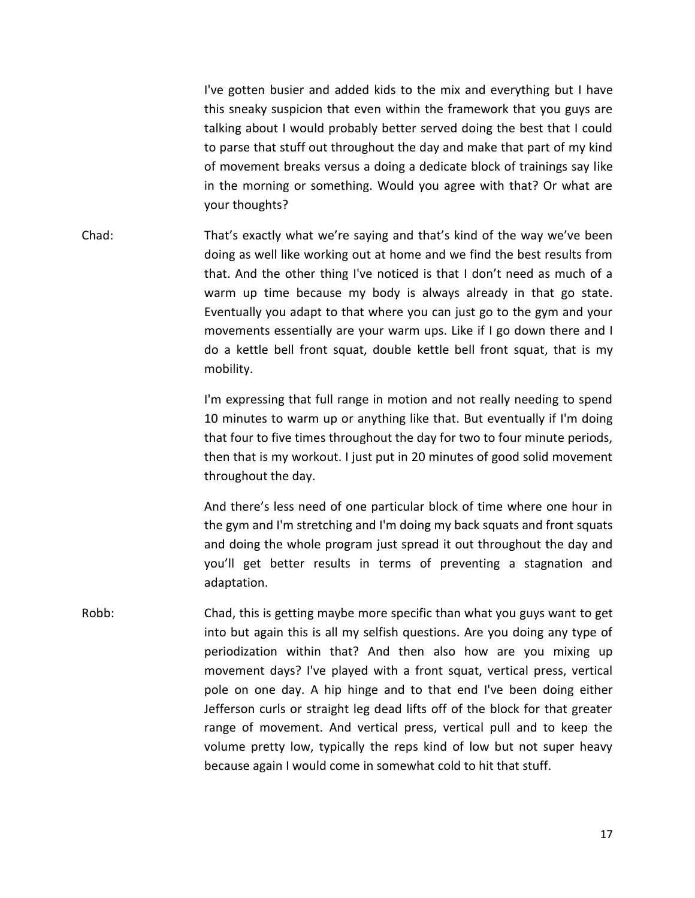I've gotten busier and added kids to the mix and everything but I have this sneaky suspicion that even within the framework that you guys are talking about I would probably better served doing the best that I could to parse that stuff out throughout the day and make that part of my kind of movement breaks versus a doing a dedicate block of trainings say like in the morning or something. Would you agree with that? Or what are your thoughts?

Chad: That's exactly what we're saying and that's kind of the way we've been doing as well like working out at home and we find the best results from that. And the other thing I've noticed is that I don't need as much of a warm up time because my body is always already in that go state. Eventually you adapt to that where you can just go to the gym and your movements essentially are your warm ups. Like if I go down there and I do a kettle bell front squat, double kettle bell front squat, that is my mobility.

I'm expressing that full range in motion and not really needing to spend 10 minutes to warm up or anything like that. But eventually if I'm doing that four to five times throughout the day for two to four minute periods, then that is my workout. I just put in 20 minutes of good solid movement throughout the day.

And there's less need of one particular block of time where one hour in the gym and I'm stretching and I'm doing my back squats and front squats and doing the whole program just spread it out throughout the day and you'll get better results in terms of preventing a stagnation and adaptation.

Robb: Chad, this is getting maybe more specific than what you guys want to get into but again this is all my selfish questions. Are you doing any type of periodization within that? And then also how are you mixing up movement days? I've played with a front squat, vertical press, vertical pole on one day. A hip hinge and to that end I've been doing either Jefferson curls or straight leg dead lifts off of the block for that greater range of movement. And vertical press, vertical pull and to keep the volume pretty low, typically the reps kind of low but not super heavy because again I would come in somewhat cold to hit that stuff.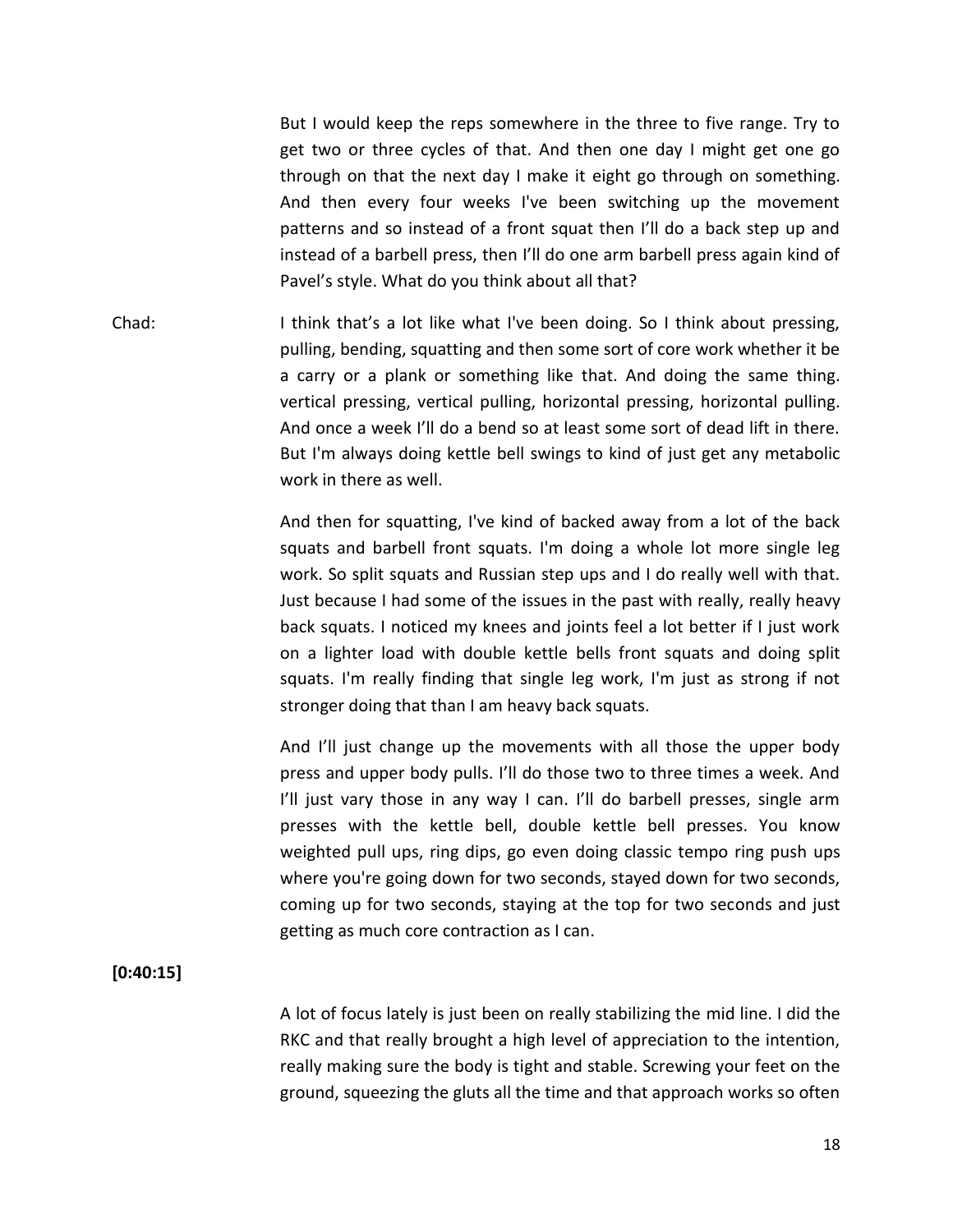But I would keep the reps somewhere in the three to five range. Try to get two or three cycles of that. And then one day I might get one go through on that the next day I make it eight go through on something. And then every four weeks I've been switching up the movement patterns and so instead of a front squat then I'll do a back step up and instead of a barbell press, then I'll do one arm barbell press again kind of Pavel's style. What do you think about all that?

Chad: I think that's a lot like what I've been doing. So I think about pressing, pulling, bending, squatting and then some sort of core work whether it be a carry or a plank or something like that. And doing the same thing. vertical pressing, vertical pulling, horizontal pressing, horizontal pulling. And once a week I'll do a bend so at least some sort of dead lift in there. But I'm always doing kettle bell swings to kind of just get any metabolic work in there as well.

And then for squatting, I've kind of backed away from a lot of the back squats and barbell front squats. I'm doing a whole lot more single leg work. So split squats and Russian step ups and I do really well with that. Just because I had some of the issues in the past with really, really heavy back squats. I noticed my knees and joints feel a lot better if I just work on a lighter load with double kettle bells front squats and doing split squats. I'm really finding that single leg work, I'm just as strong if not stronger doing that than I am heavy back squats.

And I'll just change up the movements with all those the upper body press and upper body pulls. I'll do those two to three times a week. And I'll just vary those in any way I can. I'll do barbell presses, single arm presses with the kettle bell, double kettle bell presses. You know weighted pull ups, ring dips, go even doing classic tempo ring push ups where you're going down for two seconds, stayed down for two seconds, coming up for two seconds, staying at the top for two seconds and just getting as much core contraction as I can.

**[0:40:15]**

A lot of focus lately is just been on really stabilizing the mid line. I did the RKC and that really brought a high level of appreciation to the intention, really making sure the body is tight and stable. Screwing your feet on the ground, squeezing the gluts all the time and that approach works so often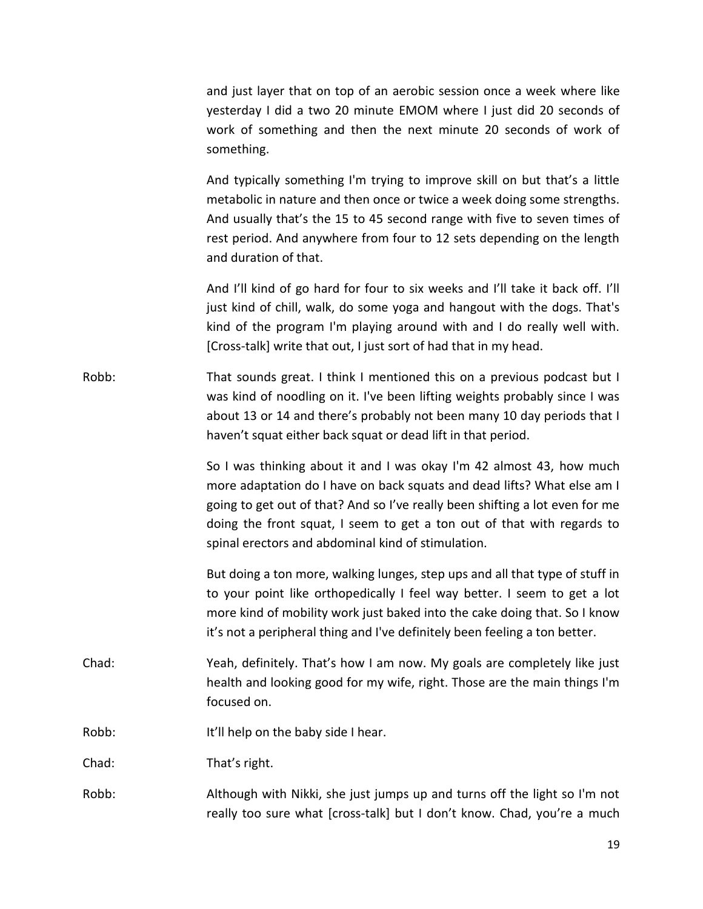and just layer that on top of an aerobic session once a week where like yesterday I did a two 20 minute EMOM where I just did 20 seconds of work of something and then the next minute 20 seconds of work of something.

And typically something I'm trying to improve skill on but that's a little metabolic in nature and then once or twice a week doing some strengths. And usually that's the 15 to 45 second range with five to seven times of rest period. And anywhere from four to 12 sets depending on the length and duration of that.

And I'll kind of go hard for four to six weeks and I'll take it back off. I'll just kind of chill, walk, do some yoga and hangout with the dogs. That's kind of the program I'm playing around with and I do really well with. [Cross-talk] write that out, I just sort of had that in my head.

Robb: That sounds great. I think I mentioned this on a previous podcast but I was kind of noodling on it. I've been lifting weights probably since I was about 13 or 14 and there's probably not been many 10 day periods that I haven't squat either back squat or dead lift in that period.

So I was thinking about it and I was okay I'm 42 almost 43, how much more adaptation do I have on back squats and dead lifts? What else am I going to get out of that? And so I've really been shifting a lot even for me doing the front squat, I seem to get a ton out of that with regards to spinal erectors and abdominal kind of stimulation.

But doing a ton more, walking lunges, step ups and all that type of stuff in to your point like orthopedically I feel way better. I seem to get a lot more kind of mobility work just baked into the cake doing that. So I know it's not a peripheral thing and I've definitely been feeling a ton better.

Chad: Yeah, definitely. That's how I am now. My goals are completely like just health and looking good for my wife, right. Those are the main things I'm focused on.

Robb: It'll help on the baby side I hear.

Chad: That's right.

Robb: Although with Nikki, she just jumps up and turns off the light so I'm not really too sure what [cross-talk] but I don't know. Chad, you're a much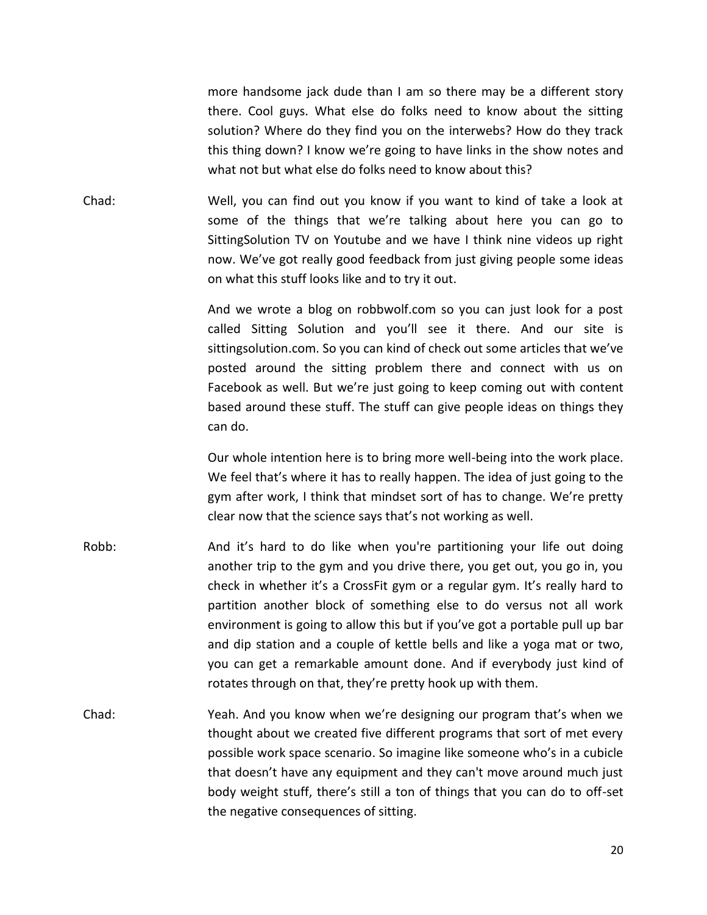more handsome jack dude than I am so there may be a different story there. Cool guys. What else do folks need to know about the sitting solution? Where do they find you on the interwebs? How do they track this thing down? I know we're going to have links in the show notes and what not but what else do folks need to know about this?

**Chad:** Well, you can find out you know if you want to kind of take a look at some of the things that we're talking about here you can go to SittingSolution TV on Youtube and we have I think nine videos up right now. We've got really good feedback from just giving people some ideas on what this stuff looks like and to try it out.

And we wrote a blog on robbwolf.com so you can just look for a post called Sitting Solution and you'll see it there. And our site is sittingsolution.com. So you can kind of check out some articles that we've posted around the sitting problem there and connect with us on Facebook as well. But we're just going to keep coming out with content based around these stuff. The stuff can give people ideas on things they can do.

Our whole intention here is to bring more well-being into the work place. We feel that's where it has to really happen. The idea of just going to the gym after work, I think that mindset sort of has to change. We're pretty clear now that the science says that's not working as well.

**Robb:** And it's hard to do like when you're partitioning your life out doing another trip to the gym and you drive there, you get out, you go in, you check in whether it's a CrossFit gym or a regular gym. It's really hard to partition another block of something else to do versus not all work environment is going to allow this but if you've got a portable pull up bar and dip station and a couple of kettle bells and like a yoga mat or two, you can get a remarkable amount done. And if everybody just kind of rotates through on that, they're pretty hook up with them.

**Chad:** Yeah. And you know when we're designing our program that's when we thought about we created five different programs that sort of met every possible work space scenario. So imagine like someone who's in a cubicle that doesn't have any equipment and they can't move around much just body weight stuff, there's still a ton of things that you can do to off-set the negative consequences of sitting.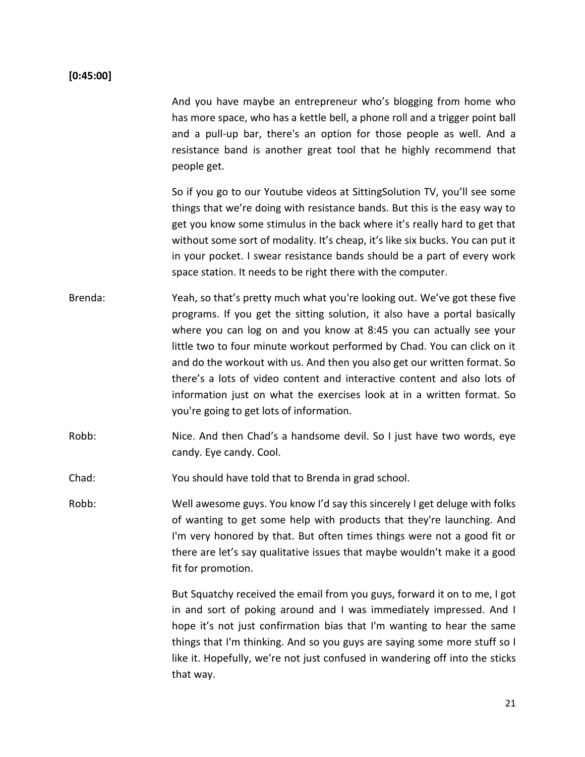**[0:45:00]**

And you have maybe an entrepreneur who's blogging from home who has more space, who has a kettle bell, a phone roll and a trigger point ball and a pull-up bar, there's an option for those people as well. And a resistance band is another great tool that he highly recommend that people get.

So if you go to our Youtube videos at SittingSolution TV, you'll see some things that we're doing with resistance bands. But this is the easy way to get you know some stimulus in the back where it's really hard to get that without some sort of modality. It's cheap, it's like six bucks. You can put it in your pocket. I swear resistance bands should be a part of every work space station. It needs to be right there with the computer.

Brenda: Yeah, so that's pretty much what you're looking out. We've got these five programs. If you get the sitting solution, it also have a portal basically where you can log on and you know at 8:45 you can actually see your little two to four minute workout performed by Chad. You can click on it and do the workout with us. And then you also get our written format. So there's a lots of video content and interactive content and also lots of information just on what the exercises look at in a written format. So you're going to get lots of information.

Robb: Nice. And then Chad's a handsome devil. So I just have two words, eye candy. Eye candy. Cool.

Chad: You should have told that to Brenda in grad school.

Robb: Well awesome guys. You know I'd say this sincerely I get deluge with folks of wanting to get some help with products that they're launching. And I'm very honored by that. But often times things were not a good fit or there are let's say qualitative issues that maybe wouldn't make it a good fit for promotion.

But Squatchy received the email from you guys, forward it on to me, I got in and sort of poking around and I was immediately impressed. And I hope it's not just confirmation bias that I'm wanting to hear the same things that I'm thinking. And so you guys are saying some more stuff so I like it. Hopefully, we're not just confused in wandering off into the sticks that way.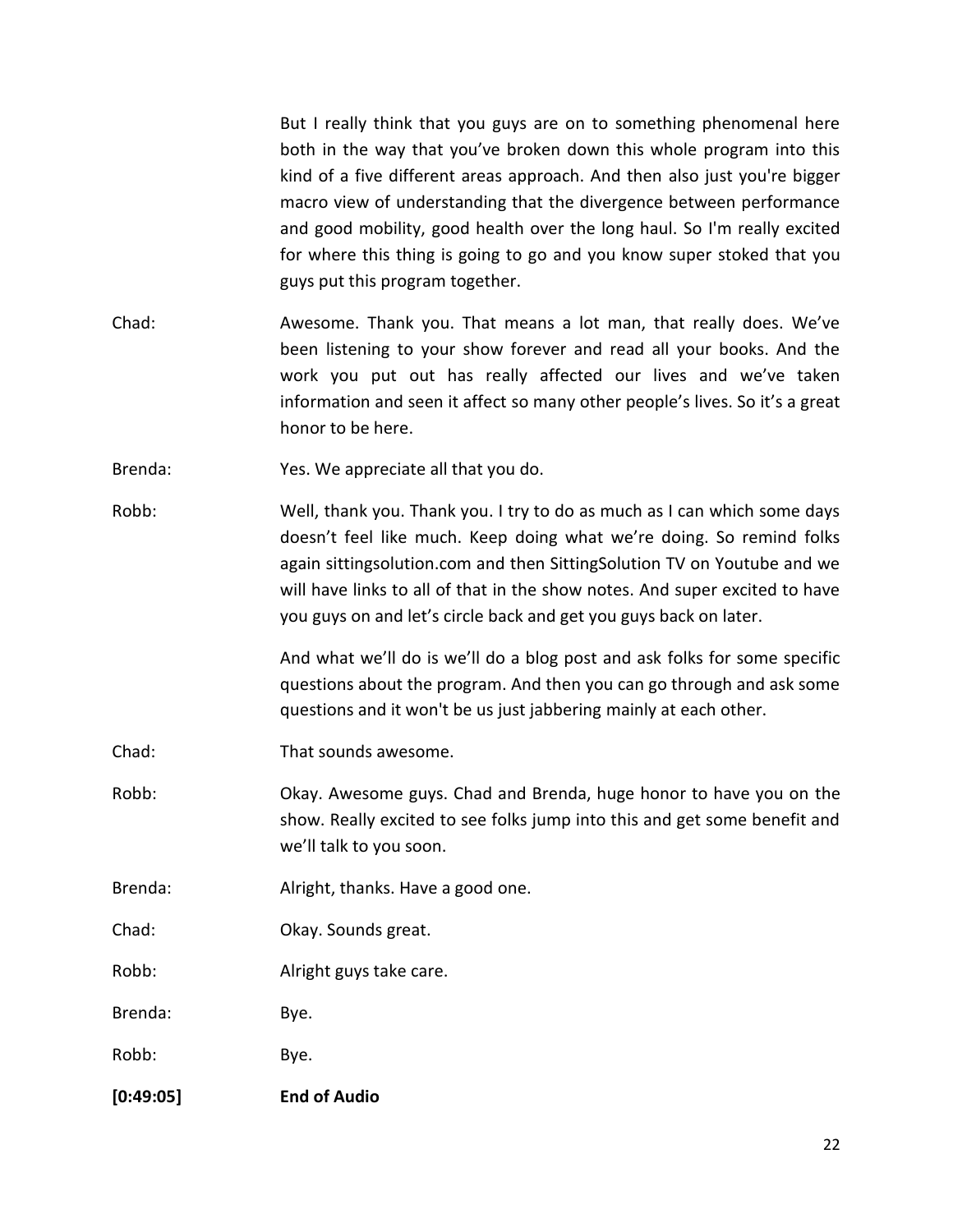But I really think that you guys are on to something phenomenal here both in the way that you've broken down this whole program into this kind of a five different areas approach. And then also just you're bigger macro view of understanding that the divergence between performance and good mobility, good health over the long haul. So I'm really excited for where this thing is going to go and you know super stoked that you guys put this program together.

Chad: Awesome. Thank you. That means a lot man, that really does. We've been listening to your show forever and read all your books. And the work you put out has really affected our lives and we've taken information and seen it affect so many other people's lives. So it's a great honor to be here.

Brenda: Yes. We appreciate all that you do.

Robb: Well, thank you. Thank you. I try to do as much as I can which some days doesn't feel like much. Keep doing what we're doing. So remind folks again sittingsolution.com and then SittingSolution TV on Youtube and we will have links to all of that in the show notes. And super excited to have you guys on and let's circle back and get you guys back on later.

And what we'll do is we'll do a blog post and ask folks for some specific questions about the program. And then you can go through and ask some questions and it won't be us just jabbering mainly at each other.

Chad: That sounds awesome.

Robb: Okay. Awesome guys. Chad and Brenda, huge honor to have you on the show. Really excited to see folks jump into this and get some benefit and we'll talk to you soon.

Brenda: Alright, thanks. Have a good one.

Chad: Okay. Sounds great.

Robb: Alright guys take care.

Brenda: Bye.

Robb: Bye.

**[0:49:05] End of Audio**